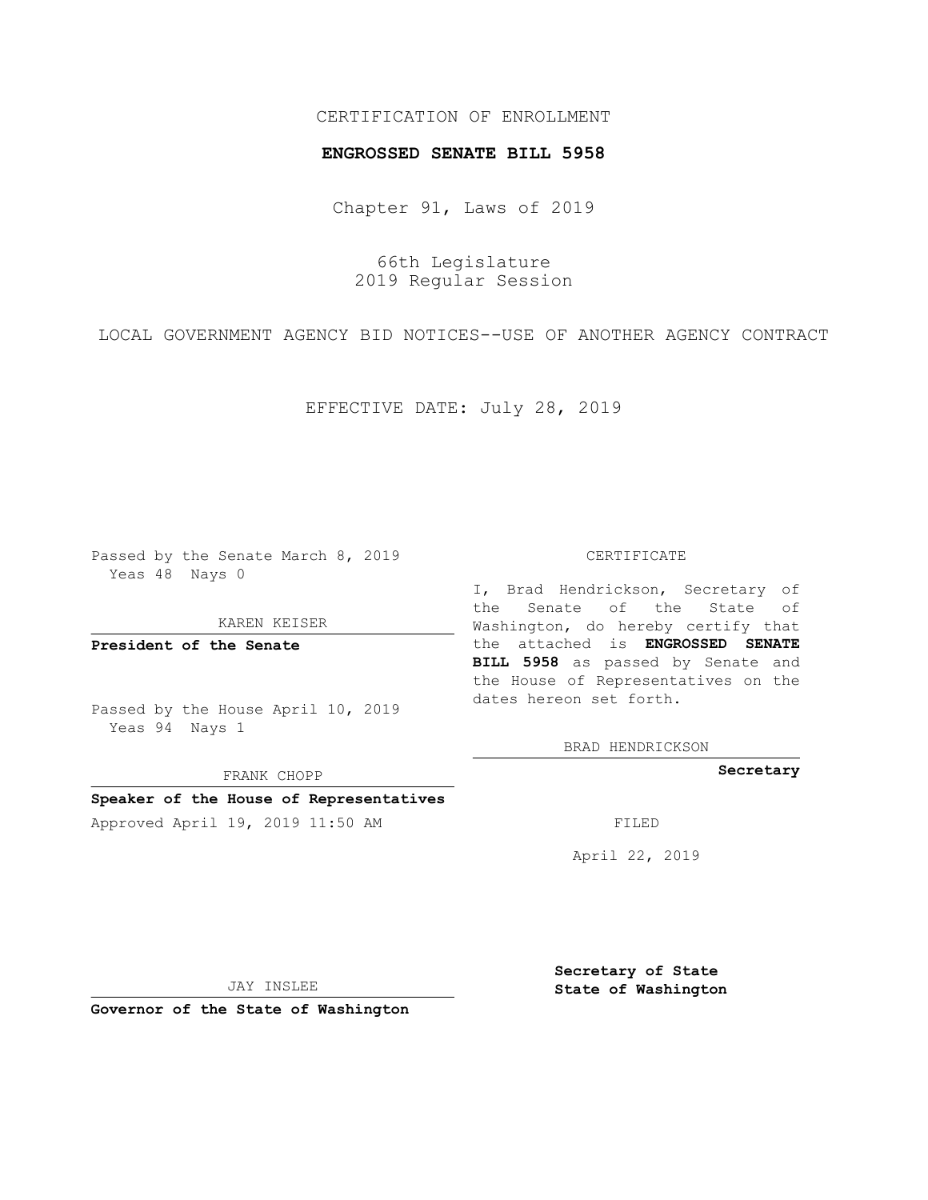CERTIFICATION OF ENROLLMENT

**ENGROSSED SENATE BILL 5958**

Chapter 91, Laws of 2019

66th Legislature
2019 Regular Session

LOCAL GOVERNMENT AGENCY BID NOTICES--USE OF ANOTHER AGENCY CONTRACT

EFFECTIVE DATE: July 28, 2019

Passed by the Senate March 8, 2019
Yeas 48 Nays 0

KAREN KEISER

**President of the Senate**

Passed by the House April 10, 2019
Yeas 94 Nays 1

FRANK CHOPP

**Speaker of the House of Representatives**

Approved April 19, 2019 11:50 AM

JAY INSLEE

**Governor of the State of Washington**

CERTIFICATE

I, Brad Hendrickson, Secretary of the Senate of the State of Washington, do hereby certify that the attached is **ENGROSSED SENATE BILL 5958** as passed by Senate and the House of Representatives on the dates hereon set forth.

BRAD HENDRICKSON

**Secretary**

FILED

April 22, 2019

**Secretary of State**
**State of Washington**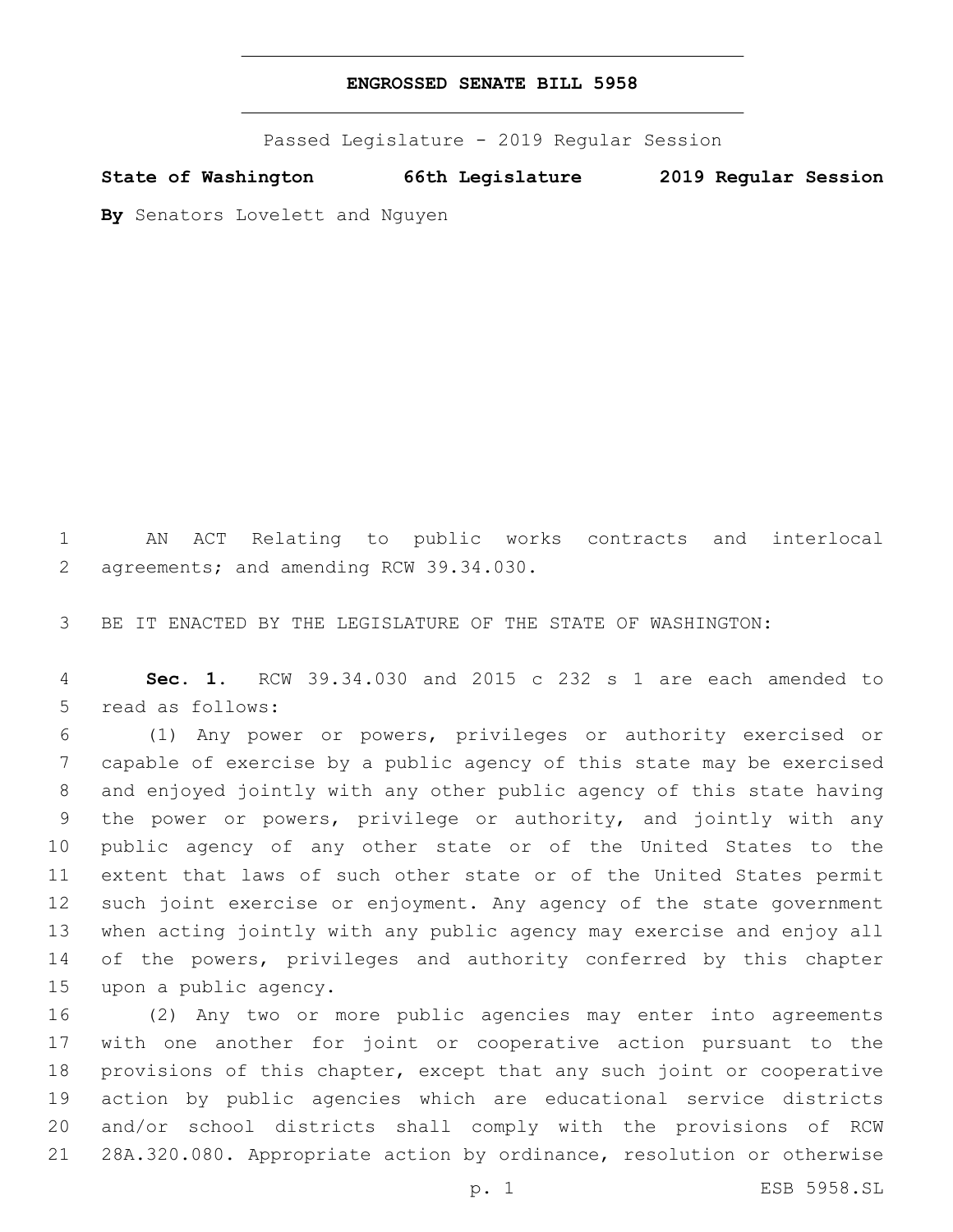# ENGROSSED SENATE BILL 5958

Passed Legislature - 2019 Regular Session

**State of Washington 66th Legislature 2019 Regular Session**

**By** Senators Lovelett and Nguyen

AN ACT Relating to public works contracts and interlocal agreements; and amending RCW 39.34.030.

BE IT ENACTED BY THE LEGISLATURE OF THE STATE OF WASHINGTON:

**Sec. 1.** RCW 39.34.030 and 2015 c 232 s 1 are each amended to read as follows:

(1) Any power or powers, privileges or authority exercised or capable of exercise by a public agency of this state may be exercised and enjoyed jointly with any other public agency of this state having the power or powers, privilege or authority, and jointly with any public agency of any other state or of the United States to the extent that laws of such other state or of the United States permit such joint exercise or enjoyment. Any agency of the state government when acting jointly with any public agency may exercise and enjoy all of the powers, privileges and authority conferred by this chapter upon a public agency.

(2) Any two or more public agencies may enter into agreements with one another for joint or cooperative action pursuant to the provisions of this chapter, except that any such joint or cooperative action by public agencies which are educational service districts and/or school districts shall comply with the provisions of RCW 28A.320.080. Appropriate action by ordinance, resolution or otherwise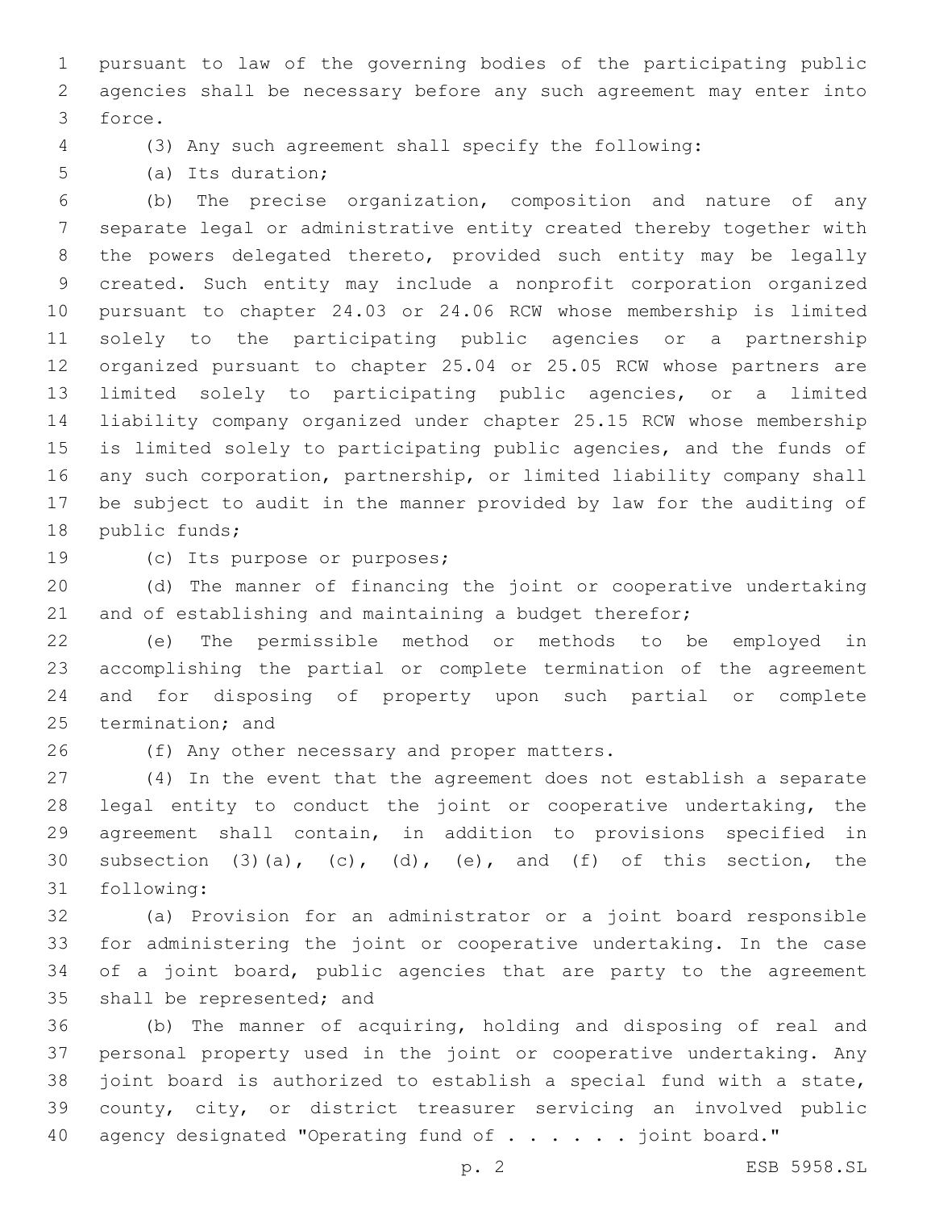pursuant to law of the governing bodies of the participating public agencies shall be necessary before any such agreement may enter into force.

(3) Any such agreement shall specify the following:

(a) Its duration;

(b) The precise organization, composition and nature of any separate legal or administrative entity created thereby together with the powers delegated thereto, provided such entity may be legally created. Such entity may include a nonprofit corporation organized pursuant to chapter 24.03 or 24.06 RCW whose membership is limited solely to the participating public agencies or a partnership organized pursuant to chapter 25.04 or 25.05 RCW whose partners are limited solely to participating public agencies, or a limited liability company organized under chapter 25.15 RCW whose membership is limited solely to participating public agencies, and the funds of any such corporation, partnership, or limited liability company shall be subject to audit in the manner provided by law for the auditing of public funds;

(c) Its purpose or purposes;

(d) The manner of financing the joint or cooperative undertaking and of establishing and maintaining a budget therefor;

(e) The permissible method or methods to be employed in accomplishing the partial or complete termination of the agreement and for disposing of property upon such partial or complete termination; and

(f) Any other necessary and proper matters.

(4) In the event that the agreement does not establish a separate legal entity to conduct the joint or cooperative undertaking, the agreement shall contain, in addition to provisions specified in subsection (3)(a), (c), (d), (e), and (f) of this section, the following:

(a) Provision for an administrator or a joint board responsible for administering the joint or cooperative undertaking. In the case of a joint board, public agencies that are party to the agreement shall be represented; and

(b) The manner of acquiring, holding and disposing of real and personal property used in the joint or cooperative undertaking. Any joint board is authorized to establish a special fund with a state, county, city, or district treasurer servicing an involved public agency designated "Operating fund of . . . . . . joint board."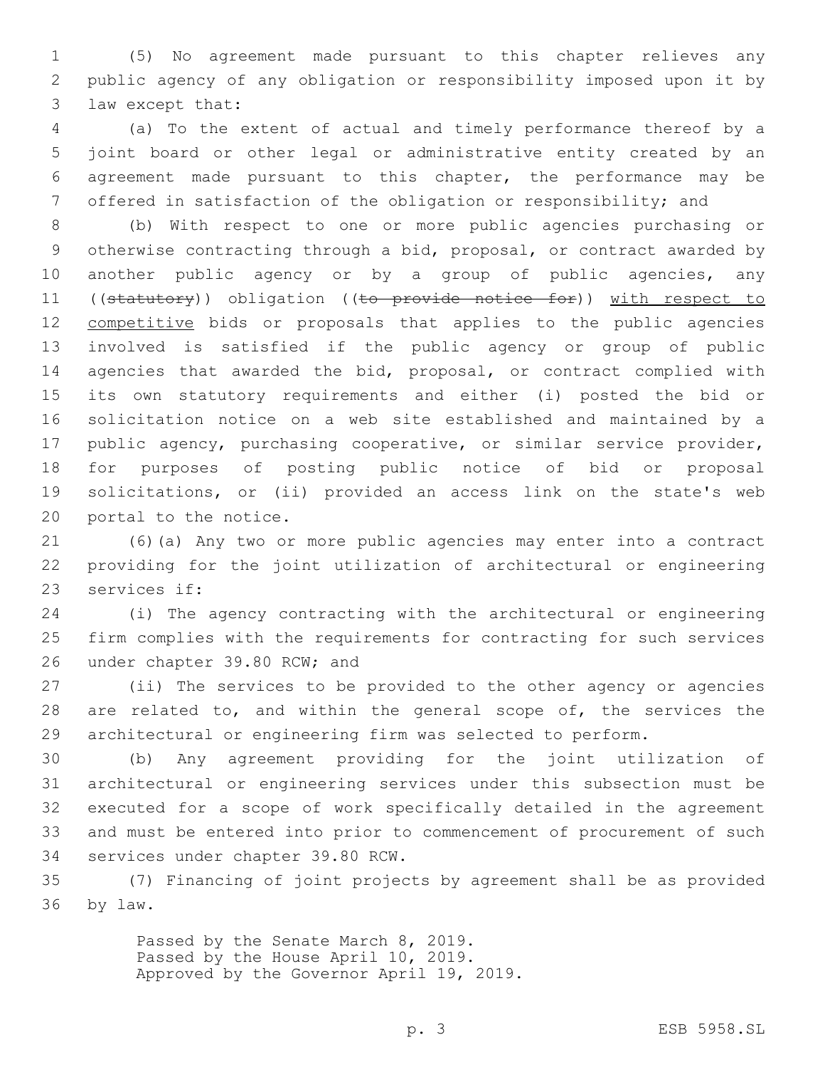(5) No agreement made pursuant to this chapter relieves any public agency of any obligation or responsibility imposed upon it by law except that:

(a) To the extent of actual and timely performance thereof by a joint board or other legal or administrative entity created by an agreement made pursuant to this chapter, the performance may be offered in satisfaction of the obligation or responsibility; and

(b) With respect to one or more public agencies purchasing or otherwise contracting through a bid, proposal, or contract awarded by another public agency or by a group of public agencies, any ((~~statutory~~)) obligation ((~~to provide notice for~~)) <u>with respect to competitive</u> bids or proposals that applies to the public agencies involved is satisfied if the public agency or group of public agencies that awarded the bid, proposal, or contract complied with its own statutory requirements and either (i) posted the bid or solicitation notice on a web site established and maintained by a public agency, purchasing cooperative, or similar service provider, for purposes of posting public notice of bid or proposal solicitations, or (ii) provided an access link on the state's web portal to the notice.

(6)(a) Any two or more public agencies may enter into a contract providing for the joint utilization of architectural or engineering services if:

(i) The agency contracting with the architectural or engineering firm complies with the requirements for contracting for such services under chapter 39.80 RCW; and

(ii) The services to be provided to the other agency or agencies are related to, and within the general scope of, the services the architectural or engineering firm was selected to perform.

(b) Any agreement providing for the joint utilization of architectural or engineering services under this subsection must be executed for a scope of work specifically detailed in the agreement and must be entered into prior to commencement of procurement of such services under chapter 39.80 RCW.

(7) Financing of joint projects by agreement shall be as provided by law.

Passed by the Senate March 8, 2019.
Passed by the House April 10, 2019.
Approved by the Governor April 19, 2019.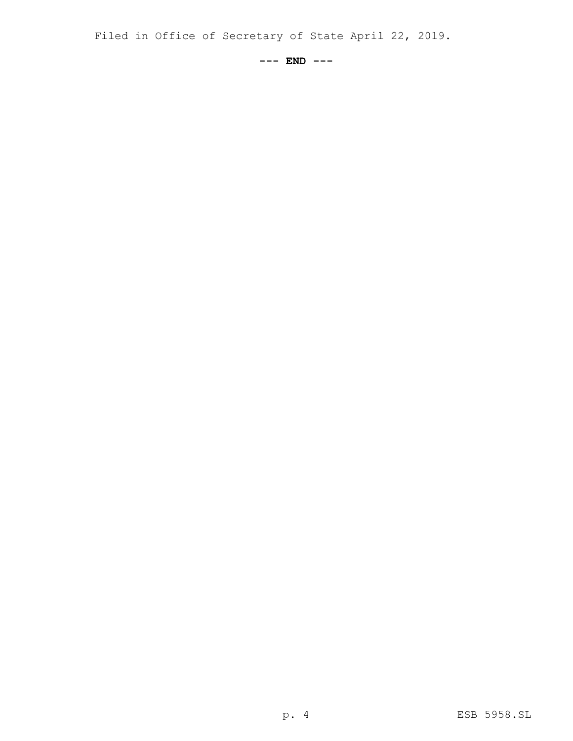Filed in Office of Secretary of State April 22, 2019.

**--- END ---**